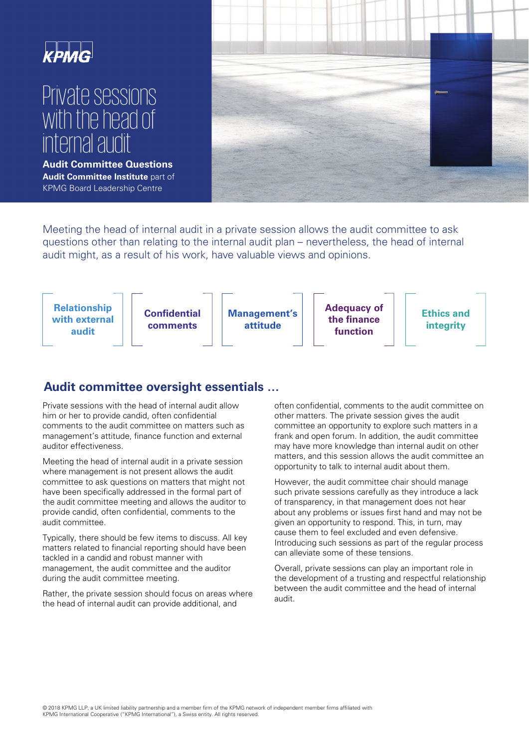KPMG

# Private sessions with the head of internal audit

**Audit Committee Questions**

**Audit Committee Institute** part of KPMG Board Leadership Centre

Meeting the head of internal audit in a private session allows the audit committee to ask questions other than relating to the internal audit plan – nevertheless, the head of internal audit might, as a result of his work, have valuable views and opinions.

- **Relationship with external audit**
- **Confidential comments**
- **Management's attitude**
- **Adequacy of the finance function**
- **Ethics and integrity**

## Audit committee oversight essentials …

Private sessions with the head of internal audit allow him or her to provide candid, often confidential comments to the audit committee on matters such as management's attitude, finance function and external auditor effectiveness.

Meeting the head of internal audit in a private session where management is not present allows the audit committee to ask questions on matters that might not have been specifically addressed in the formal part of the audit committee meeting and allows the auditor to provide candid, often confidential, comments to the audit committee.

Typically, there should be few items to discuss. All key matters related to financial reporting should have been tackled in a candid and robust manner with management, the audit committee and the auditor during the audit committee meeting.

Rather, the private session should focus on areas where the head of internal audit can provide additional, and often confidential, comments to the audit committee on other matters. The private session gives the audit committee an opportunity to explore such matters in a frank and open forum. In addition, the audit committee may have more knowledge than internal audit on other matters, and this session allows the audit committee an opportunity to talk to internal audit about them.

However, the audit committee chair should manage such private sessions carefully as they introduce a lack of transparency, in that management does not hear about any problems or issues first hand and may not be given an opportunity to respond. This, in turn, may cause them to feel excluded and even defensive. Introducing such sessions as part of the regular process can alleviate some of these tensions.

Overall, private sessions can play an important role in the development of a trusting and respectful relationship between the audit committee and the head of internal audit.

© 2018 KPMG LLP, a UK limited liability partnership and a member firm of the KPMG network of independent member firms affiliated with KPMG International Cooperative ("KPMG International"), a Swiss entity. All rights reserved.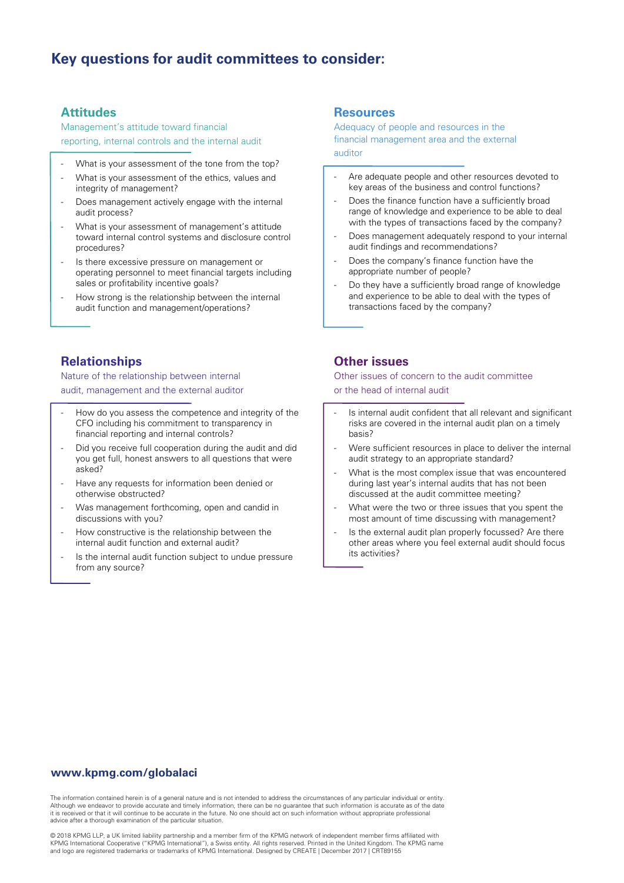# Key questions for audit committees to consider:

## Attitudes

Management's attitude toward financial reporting, internal controls and the internal audit

- What is your assessment of the tone from the top?
- What is your assessment of the ethics, values and integrity of management?
- Does management actively engage with the internal audit process?
- What is your assessment of management's attitude toward internal control systems and disclosure control procedures?
- Is there excessive pressure on management or operating personnel to meet financial targets including sales or profitability incentive goals?
- How strong is the relationship between the internal audit function and management/operations?

## Resources

Adequacy of people and resources in the financial management area and the external auditor

- Are adequate people and other resources devoted to key areas of the business and control functions?
- Does the finance function have a sufficiently broad range of knowledge and experience to be able to deal with the types of transactions faced by the company?
- Does management adequately respond to your internal audit findings and recommendations?
- Does the company's finance function have the appropriate number of people?
- Do they have a sufficiently broad range of knowledge and experience to be able to deal with the types of transactions faced by the company?

## Relationships

Nature of the relationship between internal audit, management and the external auditor

- How do you assess the competence and integrity of the CFO including his commitment to transparency in financial reporting and internal controls?
- Did you receive full cooperation during the audit and did you get full, honest answers to all questions that were asked?
- Have any requests for information been denied or otherwise obstructed?
- Was management forthcoming, open and candid in discussions with you?
- How constructive is the relationship between the internal audit function and external audit?
- Is the internal audit function subject to undue pressure from any source?

## Other issues

Other issues of concern to the audit committee or the head of internal audit

- Is internal audit confident that all relevant and significant risks are covered in the internal audit plan on a timely basis?
- Were sufficient resources in place to deliver the internal audit strategy to an appropriate standard?
- What is the most complex issue that was encountered during last year's internal audits that has not been discussed at the audit committee meeting?
- What were the two or three issues that you spent the most amount of time discussing with management?
- Is the external audit plan properly focussed? Are there other areas where you feel external audit should focus its activities?

**www.kpmg.com/globalaci**

The information contained herein is of a general nature and is not intended to address the circumstances of any particular individual or entity. Although we endeavor to provide accurate and timely information, there can be no guarantee that such information is accurate as of the date it is received or that it will continue to be accurate in the future. No one should act on such information without appropriate professional advice after a thorough examination of the particular situation.

© 2018 KPMG LLP, a UK limited liability partnership and a member firm of the KPMG network of independent member firms affiliated with KPMG International Cooperative ("KPMG International"), a Swiss entity. All rights reserved. Printed in the United Kingdom. The KPMG name and logo are registered trademarks or trademarks of KPMG International. Designed by CREATE | December 2017 | CRT89155